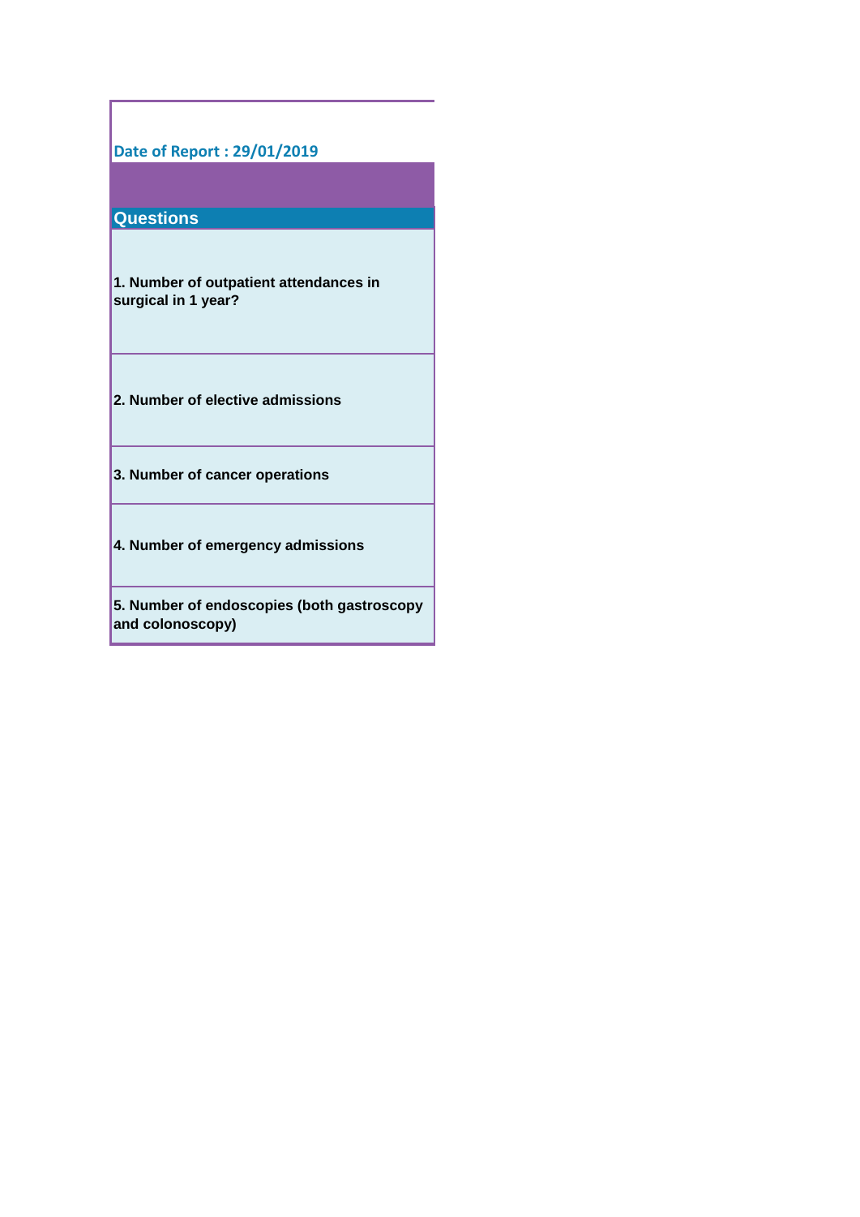Date of Report : 29/01/2019

| Questions |
| --- |
| **1. Number of outpatient attendances in surgical in 1 year?** |
| **2. Number of elective admissions** |
| **3. Number of cancer operations** |
| **4. Number of emergency admissions** |
| **5. Number of endoscopies (both gastroscopy and colonoscopy)** |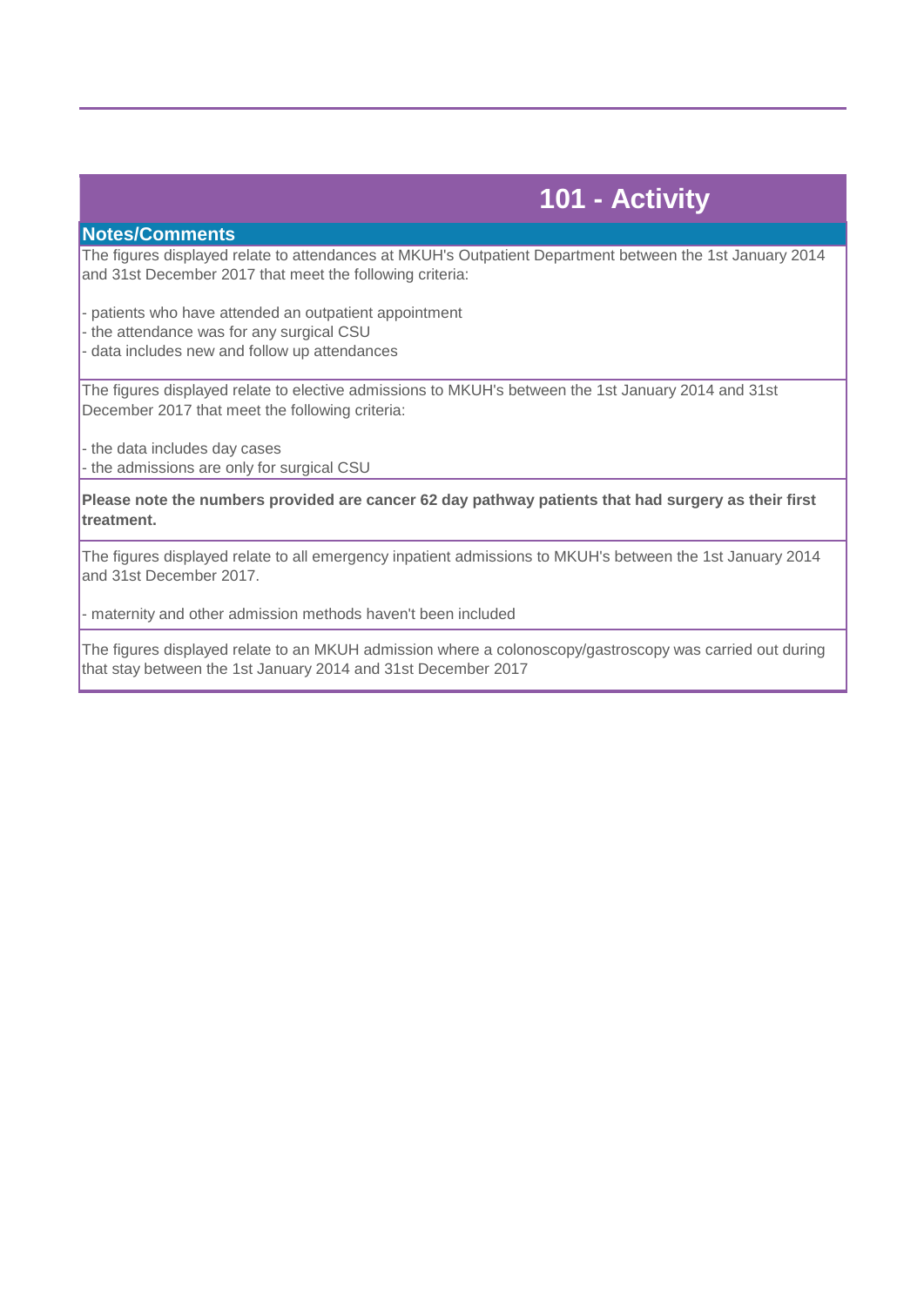# 101 - Activity

## Notes/Comments

The figures displayed relate to attendances at MKUH's Outpatient Department between the 1st January 2014 and 31st December 2017 that meet the following criteria:

- patients who have attended an outpatient appointment
- the attendance was for any surgical CSU
- data includes new and follow up attendances

The figures displayed relate to elective admissions to MKUH's between the 1st January 2014 and 31st December 2017 that meet the following criteria:

- the data includes day cases
- the admissions are only for surgical CSU

**Please note the numbers provided are cancer 62 day pathway patients that had surgery as their first treatment.**

The figures displayed relate to all emergency inpatient admissions to MKUH's between the 1st January 2014 and 31st December 2017.

- maternity and other admission methods haven't been included

The figures displayed relate to an MKUH admission where a colonoscopy/gastroscopy was carried out during that stay between the 1st January 2014 and 31st December 2017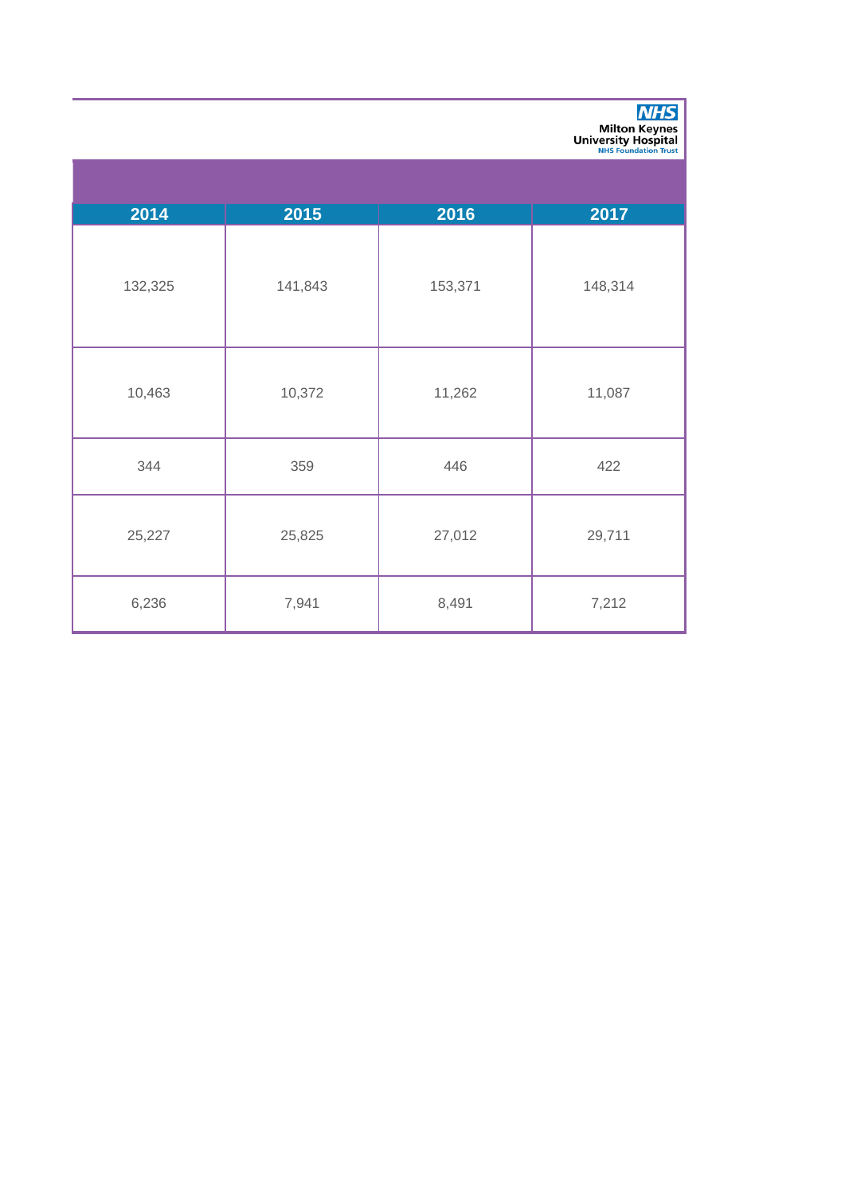**Milton Keynes University Hospital**
NHS Foundation Trust

| 2014 | 2015 | 2016 | 2017 |
|---|---|---|---|
| 132,325 | 141,843 | 153,371 | 148,314 |
| 10,463 | 10,372 | 11,262 | 11,087 |
| 344 | 359 | 446 | 422 |
| 25,227 | 25,825 | 27,012 | 29,711 |
| 6,236 | 7,941 | 8,491 | 7,212 |